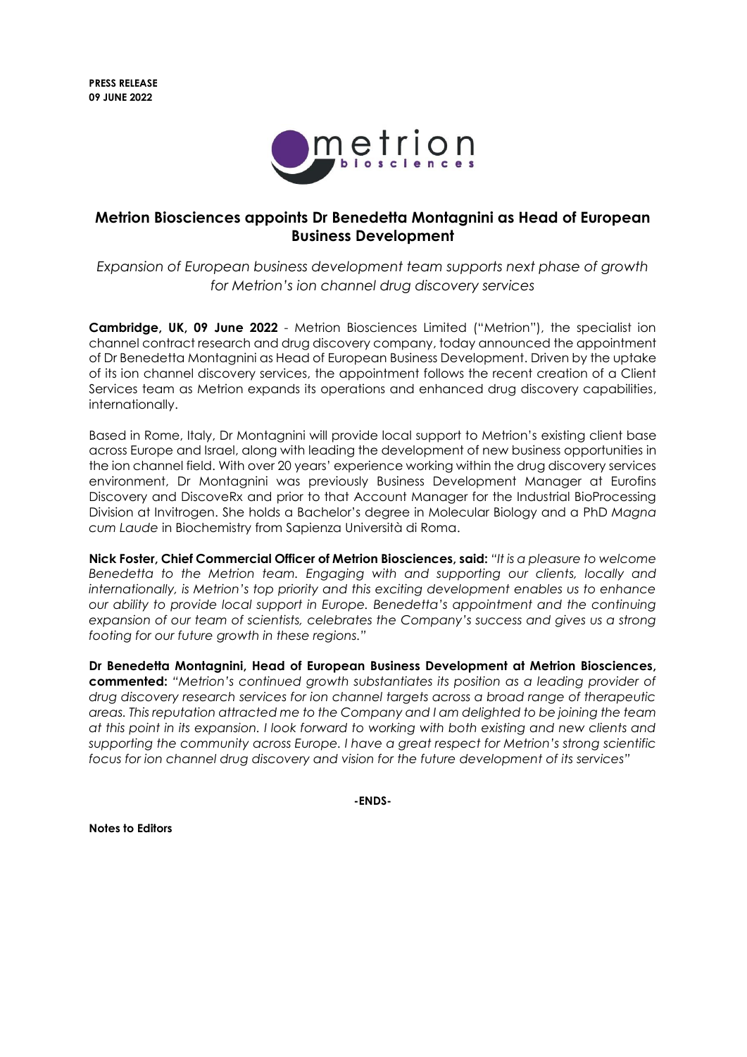**PRESS RELEASE**
**09 JUNE 2022**

# Metrion Biosciences appoints Dr Benedetta Montagnini as Head of European Business Development

*Expansion of European business development team supports next phase of growth for Metrion's ion channel drug discovery services*

**Cambridge, UK, 09 June 2022** - Metrion Biosciences Limited ("Metrion"), the specialist ion channel contract research and drug discovery company, today announced the appointment of Dr Benedetta Montagnini as Head of European Business Development. Driven by the uptake of its ion channel discovery services, the appointment follows the recent creation of a Client Services team as Metrion expands its operations and enhanced drug discovery capabilities, internationally.

Based in Rome, Italy, Dr Montagnini will provide local support to Metrion's existing client base across Europe and Israel, along with leading the development of new business opportunities in the ion channel field. With over 20 years' experience working within the drug discovery services environment, Dr Montagnini was previously Business Development Manager at Eurofins Discovery and DiscoveRx and prior to that Account Manager for the Industrial BioProcessing Division at Invitrogen. She holds a Bachelor's degree in Molecular Biology and a PhD *Magna cum Laude* in Biochemistry from Sapienza Università di Roma.

**Nick Foster, Chief Commercial Officer of Metrion Biosciences, said:** *"It is a pleasure to welcome Benedetta to the Metrion team. Engaging with and supporting our clients, locally and internationally, is Metrion's top priority and this exciting development enables us to enhance our ability to provide local support in Europe. Benedetta's appointment and the continuing expansion of our team of scientists, celebrates the Company's success and gives us a strong footing for our future growth in these regions."*

**Dr Benedetta Montagnini, Head of European Business Development at Metrion Biosciences, commented:** *"Metrion's continued growth substantiates its position as a leading provider of drug discovery research services for ion channel targets across a broad range of therapeutic areas. This reputation attracted me to the Company and I am delighted to be joining the team at this point in its expansion. I look forward to working with both existing and new clients and supporting the community across Europe. I have a great respect for Metrion's strong scientific focus for ion channel drug discovery and vision for the future development of its services"*

**-ENDS-**

**Notes to Editors**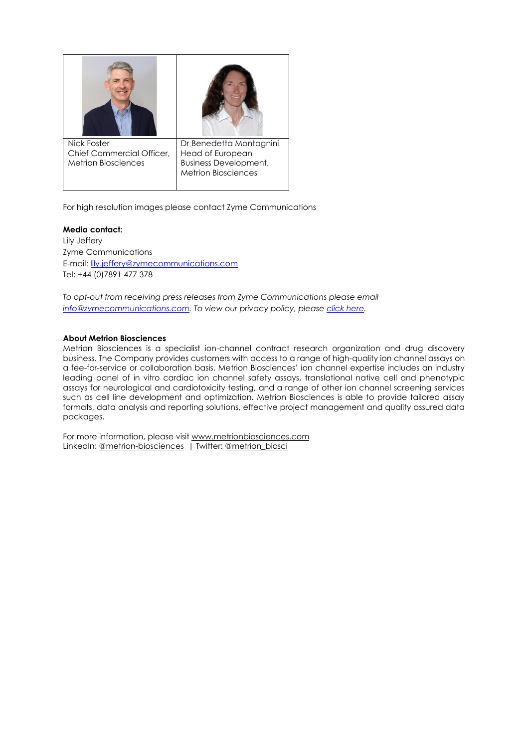| | |
|---|---|
| Nick Foster<br>Chief Commercial Officer,<br>Metrion Biosciences | Dr Benedetta Montagnini<br>Head of European<br>Business Development,<br>Metrion Biosciences |

For high resolution images please contact Zyme Communications

**Media contact:**
Lily Jeffery
Zyme Communications
E-mail: lily.jeffery@zymecommunications.com
Tel: +44 (0)7891 477 378

*To opt-out from receiving press releases from Zyme Communications please email info@zymecommunications.com. To view our privacy policy, please click here.*

**About Metrion Biosciences**

Metrion Biosciences is a specialist ion-channel contract research organization and drug discovery business. The Company provides customers with access to a range of high-quality ion channel assays on a fee-for-service or collaboration basis. Metrion Biosciences' ion channel expertise includes an industry leading panel of in vitro cardiac ion channel safety assays, translational native cell and phenotypic assays for neurological and cardiotoxicity testing, and a range of other ion channel screening services such as cell line development and optimization. Metrion Biosciences is able to provide tailored assay formats, data analysis and reporting solutions, effective project management and quality assured data packages.

For more information, please visit www.metrionbiosciences.com
LinkedIn: @metrion-biosciences | Twitter: @metrion_biosci